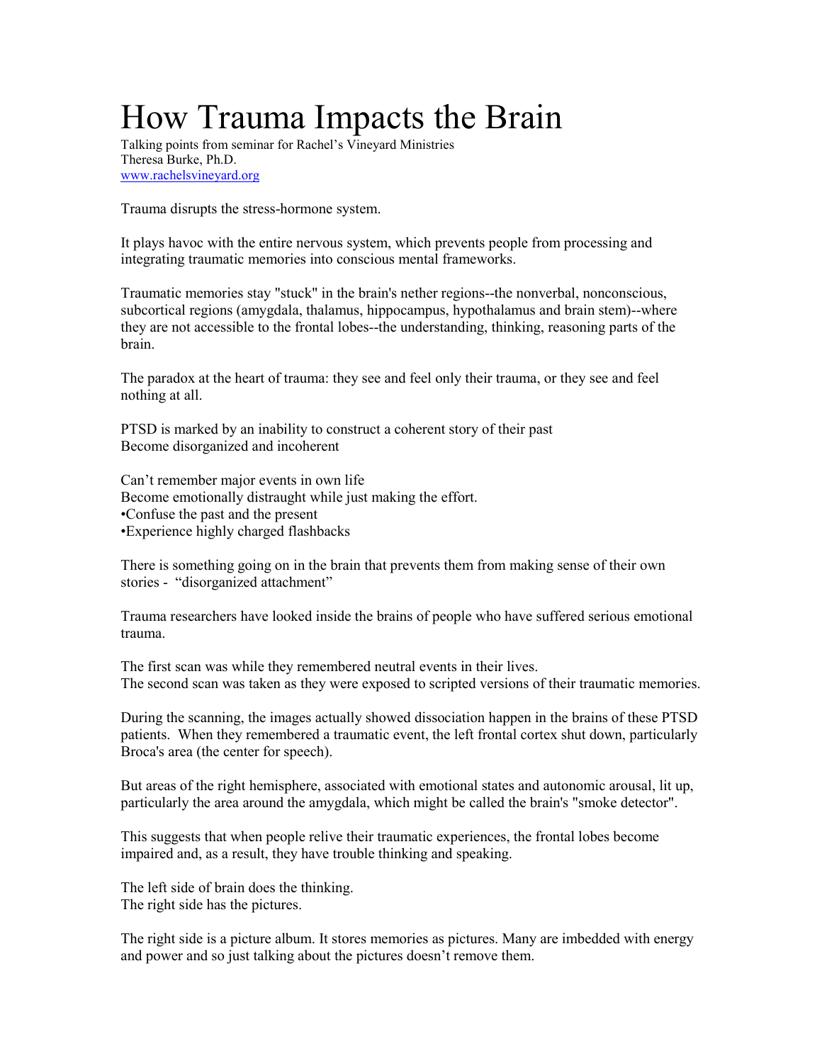# How Trauma Impacts the Brain

Talking points from seminar for Rachel's Vineyard Ministries
Theresa Burke, Ph.D.
www.rachelsvineyard.org

Trauma disrupts the stress-hormone system.

It plays havoc with the entire nervous system, which prevents people from processing and integrating traumatic memories into conscious mental frameworks.

Traumatic memories stay "stuck" in the brain's nether regions--the nonverbal, nonconscious, subcortical regions (amygdala, thalamus, hippocampus, hypothalamus and brain stem)--where they are not accessible to the frontal lobes--the understanding, thinking, reasoning parts of the brain.

The paradox at the heart of trauma: they see and feel only their trauma, or they see and feel nothing at all.

PTSD is marked by an inability to construct a coherent story of their past
Become disorganized and incoherent

Can't remember major events in own life
Become emotionally distraught while just making the effort.
•Confuse the past and the present
•Experience highly charged flashbacks

There is something going on in the brain that prevents them from making sense of their own stories - "disorganized attachment"

Trauma researchers have looked inside the brains of people who have suffered serious emotional trauma.

The first scan was while they remembered neutral events in their lives.
The second scan was taken as they were exposed to scripted versions of their traumatic memories.

During the scanning, the images actually showed dissociation happen in the brains of these PTSD patients. When they remembered a traumatic event, the left frontal cortex shut down, particularly Broca's area (the center for speech).

But areas of the right hemisphere, associated with emotional states and autonomic arousal, lit up, particularly the area around the amygdala, which might be called the brain's "smoke detector".

This suggests that when people relive their traumatic experiences, the frontal lobes become impaired and, as a result, they have trouble thinking and speaking.

The left side of brain does the thinking.
The right side has the pictures.

The right side is a picture album. It stores memories as pictures. Many are imbedded with energy and power and so just talking about the pictures doesn't remove them.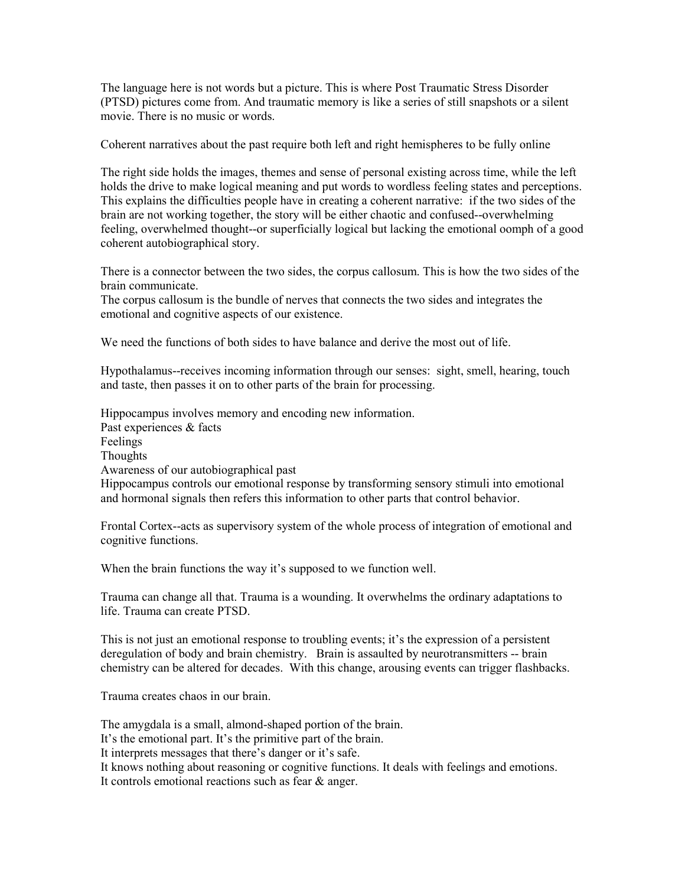The language here is not words but a picture. This is where Post Traumatic Stress Disorder (PTSD) pictures come from. And traumatic memory is like a series of still snapshots or a silent movie. There is no music or words.

Coherent narratives about the past require both left and right hemispheres to be fully online

The right side holds the images, themes and sense of personal existing across time, while the left holds the drive to make logical meaning and put words to wordless feeling states and perceptions. This explains the difficulties people have in creating a coherent narrative: if the two sides of the brain are not working together, the story will be either chaotic and confused--overwhelming feeling, overwhelmed thought--or superficially logical but lacking the emotional oomph of a good coherent autobiographical story.

There is a connector between the two sides, the corpus callosum. This is how the two sides of the brain communicate.
The corpus callosum is the bundle of nerves that connects the two sides and integrates the emotional and cognitive aspects of our existence.

We need the functions of both sides to have balance and derive the most out of life.

Hypothalamus--receives incoming information through our senses: sight, smell, hearing, touch and taste, then passes it on to other parts of the brain for processing.

Hippocampus involves memory and encoding new information.
Past experiences & facts
Feelings
Thoughts
Awareness of our autobiographical past
Hippocampus controls our emotional response by transforming sensory stimuli into emotional and hormonal signals then refers this information to other parts that control behavior.

Frontal Cortex--acts as supervisory system of the whole process of integration of emotional and cognitive functions.

When the brain functions the way it's supposed to we function well.

Trauma can change all that. Trauma is a wounding. It overwhelms the ordinary adaptations to life. Trauma can create PTSD.

This is not just an emotional response to troubling events; it's the expression of a persistent deregulation of body and brain chemistry. Brain is assaulted by neurotransmitters -- brain chemistry can be altered for decades. With this change, arousing events can trigger flashbacks.

Trauma creates chaos in our brain.

The amygdala is a small, almond-shaped portion of the brain.
It's the emotional part. It's the primitive part of the brain.
It interprets messages that there's danger or it's safe.
It knows nothing about reasoning or cognitive functions. It deals with feelings and emotions.
It controls emotional reactions such as fear & anger.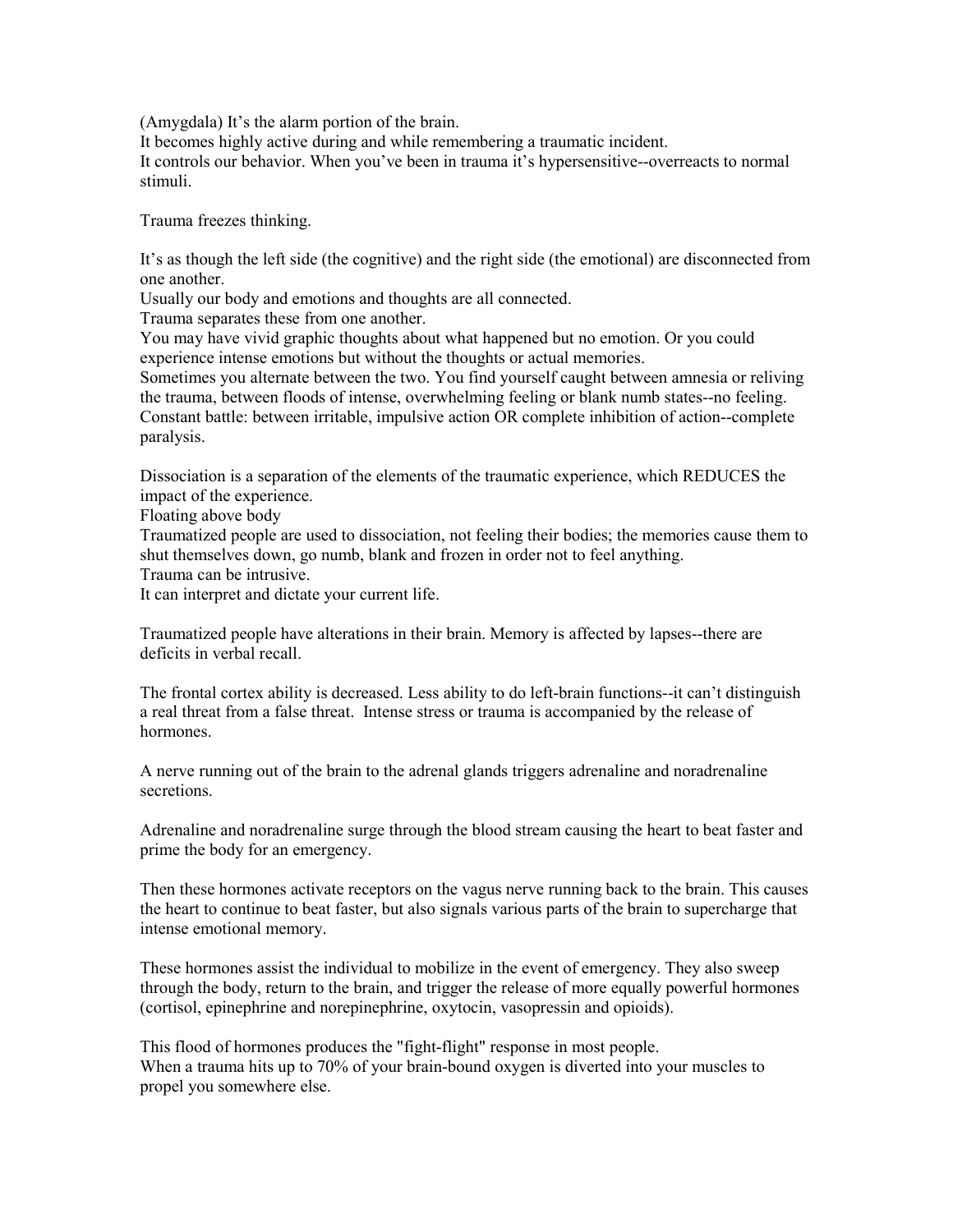(Amygdala) It's the alarm portion of the brain.
It becomes highly active during and while remembering a traumatic incident.
It controls our behavior. When you've been in trauma it's hypersensitive--overreacts to normal stimuli.

Trauma freezes thinking.

It's as though the left side (the cognitive) and the right side (the emotional) are disconnected from one another.
Usually our body and emotions and thoughts are all connected.
Trauma separates these from one another.
You may have vivid graphic thoughts about what happened but no emotion. Or you could experience intense emotions but without the thoughts or actual memories.
Sometimes you alternate between the two. You find yourself caught between amnesia or reliving the trauma, between floods of intense, overwhelming feeling or blank numb states--no feeling.
Constant battle: between irritable, impulsive action OR complete inhibition of action--complete paralysis.

Dissociation is a separation of the elements of the traumatic experience, which REDUCES the impact of the experience.
Floating above body
Traumatized people are used to dissociation, not feeling their bodies; the memories cause them to shut themselves down, go numb, blank and frozen in order not to feel anything.
Trauma can be intrusive.
It can interpret and dictate your current life.

Traumatized people have alterations in their brain. Memory is affected by lapses--there are deficits in verbal recall.

The frontal cortex ability is decreased. Less ability to do left-brain functions--it can't distinguish a real threat from a false threat. Intense stress or trauma is accompanied by the release of hormones.

A nerve running out of the brain to the adrenal glands triggers adrenaline and noradrenaline secretions.

Adrenaline and noradrenaline surge through the blood stream causing the heart to beat faster and prime the body for an emergency.

Then these hormones activate receptors on the vagus nerve running back to the brain. This causes the heart to continue to beat faster, but also signals various parts of the brain to supercharge that intense emotional memory.

These hormones assist the individual to mobilize in the event of emergency. They also sweep through the body, return to the brain, and trigger the release of more equally powerful hormones (cortisol, epinephrine and norepinephrine, oxytocin, vasopressin and opioids).

This flood of hormones produces the "fight-flight" response in most people.
When a trauma hits up to 70% of your brain-bound oxygen is diverted into your muscles to propel you somewhere else.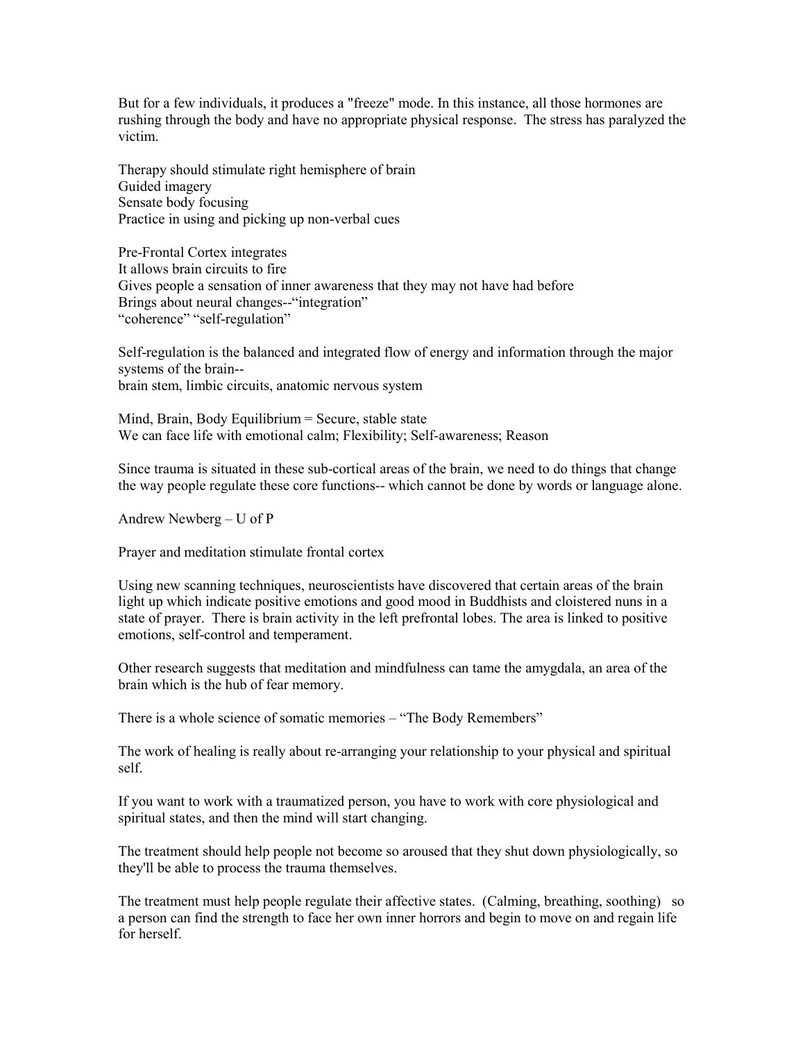But for a few individuals, it produces a "freeze" mode. In this instance, all those hormones are rushing through the body and have no appropriate physical response. The stress has paralyzed the victim.

Therapy should stimulate right hemisphere of brain
Guided imagery
Sensate body focusing
Practice in using and picking up non-verbal cues

Pre-Frontal Cortex integrates
It allows brain circuits to fire
Gives people a sensation of inner awareness that they may not have had before
Brings about neural changes--"integration"
"coherence" "self-regulation"

Self-regulation is the balanced and integrated flow of energy and information through the major systems of the brain--
brain stem, limbic circuits, anatomic nervous system

Mind, Brain, Body Equilibrium = Secure, stable state
We can face life with emotional calm; Flexibility; Self-awareness; Reason

Since trauma is situated in these sub-cortical areas of the brain, we need to do things that change the way people regulate these core functions-- which cannot be done by words or language alone.

Andrew Newberg – U of P

Prayer and meditation stimulate frontal cortex

Using new scanning techniques, neuroscientists have discovered that certain areas of the brain light up which indicate positive emotions and good mood in Buddhists and cloistered nuns in a state of prayer. There is brain activity in the left prefrontal lobes. The area is linked to positive emotions, self-control and temperament.

Other research suggests that meditation and mindfulness can tame the amygdala, an area of the brain which is the hub of fear memory.

There is a whole science of somatic memories – "The Body Remembers"

The work of healing is really about re-arranging your relationship to your physical and spiritual self.

If you want to work with a traumatized person, you have to work with core physiological and spiritual states, and then the mind will start changing.

The treatment should help people not become so aroused that they shut down physiologically, so they'll be able to process the trauma themselves.

The treatment must help people regulate their affective states. (Calming, breathing, soothing) so a person can find the strength to face her own inner horrors and begin to move on and regain life for herself.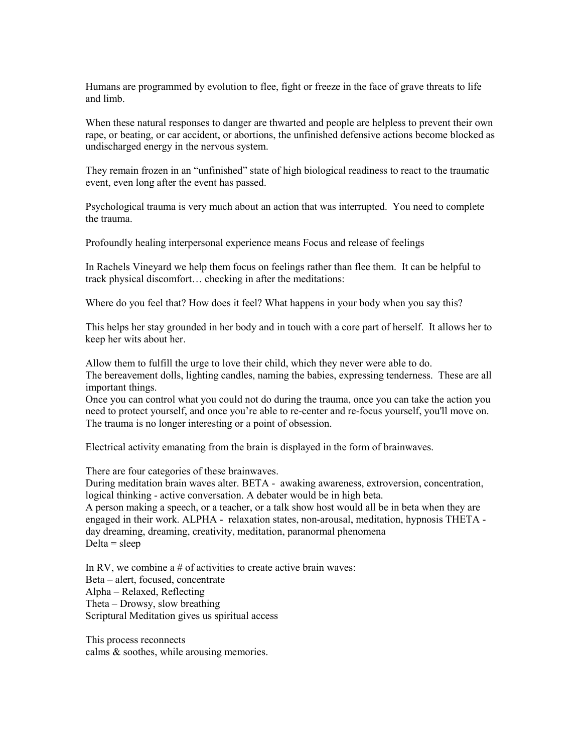Humans are programmed by evolution to flee, fight or freeze in the face of grave threats to life and limb.

When these natural responses to danger are thwarted and people are helpless to prevent their own rape, or beating, or car accident, or abortions, the unfinished defensive actions become blocked as undischarged energy in the nervous system.

They remain frozen in an "unfinished" state of high biological readiness to react to the traumatic event, even long after the event has passed.

Psychological trauma is very much about an action that was interrupted. You need to complete the trauma.

Profoundly healing interpersonal experience means Focus and release of feelings

In Rachels Vineyard we help them focus on feelings rather than flee them. It can be helpful to track physical discomfort… checking in after the meditations:

Where do you feel that? How does it feel? What happens in your body when you say this?

This helps her stay grounded in her body and in touch with a core part of herself. It allows her to keep her wits about her.

Allow them to fulfill the urge to love their child, which they never were able to do.
The bereavement dolls, lighting candles, naming the babies, expressing tenderness. These are all important things.
Once you can control what you could not do during the trauma, once you can take the action you need to protect yourself, and once you're able to re-center and re-focus yourself, you'll move on. The trauma is no longer interesting or a point of obsession.

Electrical activity emanating from the brain is displayed in the form of brainwaves.

There are four categories of these brainwaves.
During meditation brain waves alter. BETA - awaking awareness, extroversion, concentration, logical thinking - active conversation. A debater would be in high beta.
A person making a speech, or a teacher, or a talk show host would all be in beta when they are engaged in their work. ALPHA - relaxation states, non-arousal, meditation, hypnosis THETA - day dreaming, dreaming, creativity, meditation, paranormal phenomena
Delta = sleep

In RV, we combine a # of activities to create active brain waves:
Beta – alert, focused, concentrate
Alpha – Relaxed, Reflecting
Theta – Drowsy, slow breathing
Scriptural Meditation gives us spiritual access

This process reconnects
calms & soothes, while arousing memories.